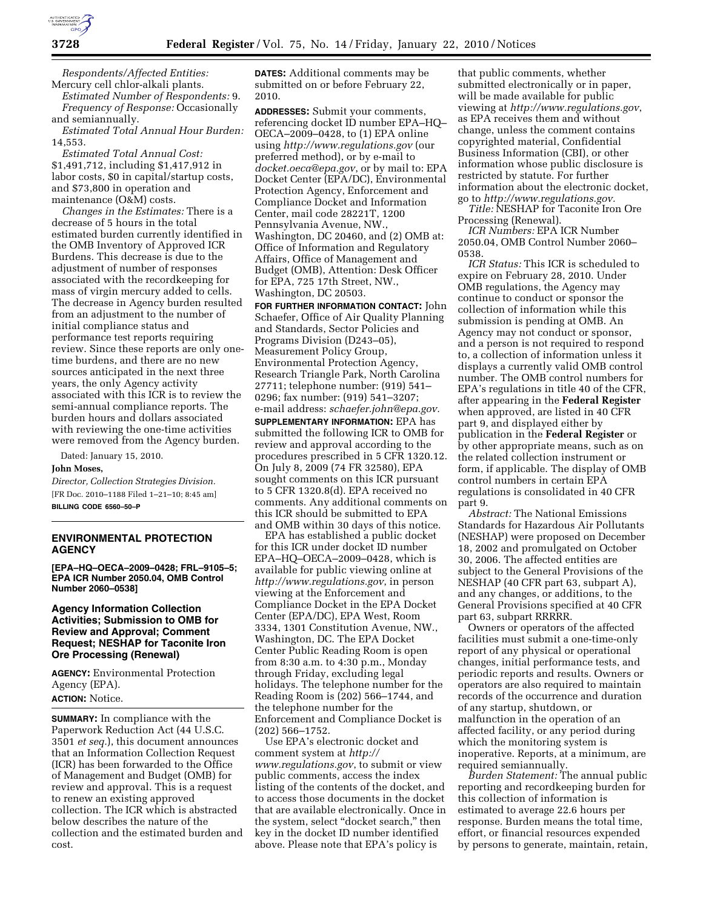*Respondents/Affected Entities:* Mercury cell chlor-alkali plants.

*Estimated Number of Respondents:* 9.

*Frequency of Response:* Occasionally and semiannually.

*Estimated Total Annual Hour Burden:* 14,553.

*Estimated Total Annual Cost:* $1,491,712, including $1,417,912 in labor costs, $0 in capital/startup costs, and $73,800 in operation and maintenance (O&M) costs.

*Changes in the Estimates:* There is a decrease of 5 hours in the total estimated burden currently identified in the OMB Inventory of Approved ICR Burdens. This decrease is due to the adjustment of number of responses associated with the recordkeeping for mass of virgin mercury added to cells. The decrease in Agency burden resulted from an adjustment to the number of initial compliance status and performance test reports requiring review. Since these reports are only one-time burdens, and there are no new sources anticipated in the next three years, the only Agency activity associated with this ICR is to review the semi-annual compliance reports. The burden hours and dollars associated with reviewing the one-time activities were removed from the Agency burden.

Dated: January 15, 2010.

**John Moses,**

*Director, Collection Strategies Division.*

[FR Doc. 2010–1188 Filed 1–21–10; 8:45 am]

**BILLING CODE 6560–50–P**

## ENVIRONMENTAL PROTECTION AGENCY

**[EPA–HQ–OECA–2009–0428; FRL–9105–5; EPA ICR Number 2050.04, OMB Control Number 2060–0538]**

### Agency Information Collection Activities; Submission to OMB for Review and Approval; Comment Request; NESHAP for Taconite Iron Ore Processing (Renewal)

**AGENCY:** Environmental Protection Agency (EPA).

**ACTION:** Notice.

**SUMMARY:** In compliance with the Paperwork Reduction Act (44 U.S.C. 3501 *et seq.*), this document announces that an Information Collection Request (ICR) has been forwarded to the Office of Management and Budget (OMB) for review and approval. This is a request to renew an existing approved collection. The ICR which is abstracted below describes the nature of the collection and the estimated burden and cost.

**DATES:** Additional comments may be submitted on or before February 22, 2010.

**ADDRESSES:** Submit your comments, referencing docket ID number EPA–HQ–OECA–2009–0428, to (1) EPA online using *http://www.regulations.gov* (our preferred method), or by e-mail to *docket.oeca@epa.gov*, or by mail to: EPA Docket Center (EPA/DC), Environmental Protection Agency, Enforcement and Compliance Docket and Information Center, mail code 28221T, 1200 Pennsylvania Avenue, NW., Washington, DC 20460, and (2) OMB at: Office of Information and Regulatory Affairs, Office of Management and Budget (OMB), Attention: Desk Officer for EPA, 725 17th Street, NW., Washington, DC 20503.

**FOR FURTHER INFORMATION CONTACT:** John Schaefer, Office of Air Quality Planning and Standards, Sector Policies and Programs Division (D243–05), Measurement Policy Group, Environmental Protection Agency, Research Triangle Park, North Carolina 27711; telephone number: (919) 541–0296; fax number: (919) 541–3207; e-mail address: *schaefer.john@epa.gov.*

**SUPPLEMENTARY INFORMATION:** EPA has submitted the following ICR to OMB for review and approval according to the procedures prescribed in 5 CFR 1320.12. On July 8, 2009 (74 FR 32580), EPA sought comments on this ICR pursuant to 5 CFR 1320.8(d). EPA received no comments. Any additional comments on this ICR should be submitted to EPA and OMB within 30 days of this notice.

EPA has established a public docket for this ICR under docket ID number EPA–HQ–OECA–2009–0428, which is available for public viewing online at *http://www.regulations.gov*, in person viewing at the Enforcement and Compliance Docket in the EPA Docket Center (EPA/DC), EPA West, Room 3334, 1301 Constitution Avenue, NW., Washington, DC. The EPA Docket Center Public Reading Room is open from 8:30 a.m. to 4:30 p.m., Monday through Friday, excluding legal holidays. The telephone number for the Reading Room is (202) 566–1744, and the telephone number for the Enforcement and Compliance Docket is (202) 566–1752.

Use EPA's electronic docket and comment system at *http://www.regulations.gov*, to submit or view public comments, access the index listing of the contents of the docket, and to access those documents in the docket that are available electronically. Once in the system, select "docket search," then key in the docket ID number identified above. Please note that EPA's policy is that public comments, whether submitted electronically or in paper, will be made available for public viewing at *http://www.regulations.gov*, as EPA receives them and without change, unless the comment contains copyrighted material, Confidential Business Information (CBI), or other information whose public disclosure is restricted by statute. For further information about the electronic docket, go to *http://www.regulations.gov.*

*Title:* NESHAP for Taconite Iron Ore Processing (Renewal).

*ICR Numbers:* EPA ICR Number 2050.04, OMB Control Number 2060–0538.

*ICR Status:* This ICR is scheduled to expire on February 28, 2010. Under OMB regulations, the Agency may continue to conduct or sponsor the collection of information while this submission is pending at OMB. An Agency may not conduct or sponsor, and a person is not required to respond to, a collection of information unless it displays a currently valid OMB control number. The OMB control numbers for EPA's regulations in title 40 of the CFR, after appearing in the **Federal Register** when approved, are listed in 40 CFR part 9, and displayed either by publication in the **Federal Register** or by other appropriate means, such as on the related collection instrument or form, if applicable. The display of OMB control numbers in certain EPA regulations is consolidated in 40 CFR part 9.

*Abstract:* The National Emissions Standards for Hazardous Air Pollutants (NESHAP) were proposed on December 18, 2002 and promulgated on October 30, 2006. The affected entities are subject to the General Provisions of the NESHAP (40 CFR part 63, subpart A), and any changes, or additions, to the General Provisions specified at 40 CFR part 63, subpart RRRRR.

Owners or operators of the affected facilities must submit a one-time-only report of any physical or operational changes, initial performance tests, and periodic reports and results. Owners or operators are also required to maintain records of the occurrence and duration of any startup, shutdown, or malfunction in the operation of an affected facility, or any period during which the monitoring system is inoperative. Reports, at a minimum, are required semiannually.

*Burden Statement:* The annual public reporting and recordkeeping burden for this collection of information is estimated to average 22.6 hours per response. Burden means the total time, effort, or financial resources expended by persons to generate, maintain, retain,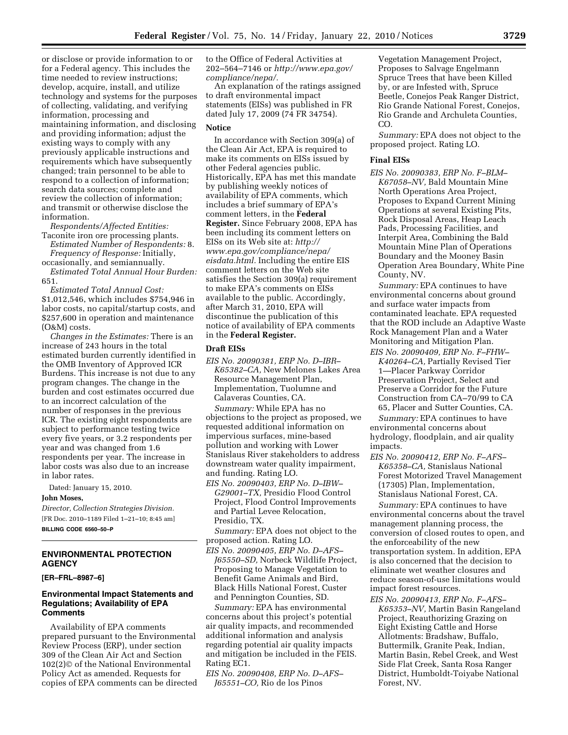or disclose or provide information to or for a Federal agency. This includes the time needed to review instructions; develop, acquire, install, and utilize technology and systems for the purposes of collecting, validating, and verifying information, processing and maintaining information, and disclosing and providing information; adjust the existing ways to comply with any previously applicable instructions and requirements which have subsequently changed; train personnel to be able to respond to a collection of information; search data sources; complete and review the collection of information; and transmit or otherwise disclose the information.

*Respondents/Affected Entities:* Taconite iron ore processing plants.

*Estimated Number of Respondents:* 8.

*Frequency of Response:* Initially, occasionally, and semiannually.

*Estimated Total Annual Hour Burden:* 651.

*Estimated Total Annual Cost:* $1,012,546, which includes $754,946 in labor costs, no capital/startup costs, and $257,600 in operation and maintenance (O&M) costs.

*Changes in the Estimates:* There is an increase of 243 hours in the total estimated burden currently identified in the OMB Inventory of Approved ICR Burdens. This increase is not due to any program changes. The change in the burden and cost estimates occurred due to an incorrect calculation of the number of responses in the previous ICR. The existing eight respondents are subject to performance testing twice every five years, or 3.2 respondents per year and was changed from 1.6 respondents per year. The increase in labor costs was also due to an increase in labor rates.

Dated: January 15, 2010.

**John Moses,**

*Director, Collection Strategies Division.*

[FR Doc. 2010–1189 Filed 1–21–10; 8:45 am]

**BILLING CODE 6560–50–P**

---

## ENVIRONMENTAL PROTECTION AGENCY

**[ER–FRL–8987–6]**

### Environmental Impact Statements and Regulations; Availability of EPA Comments

Availability of EPA comments prepared pursuant to the Environmental Review Process (ERP), under section 309 of the Clean Air Act and Section 102(2)© of the National Environmental Policy Act as amended. Requests for copies of EPA comments can be directed to the Office of Federal Activities at 202–564–7146 or *http://www.epa.gov/compliance/nepa/*.

An explanation of the ratings assigned to draft environmental impact statements (EISs) was published in FR dated July 17, 2009 (74 FR 34754).

#### Notice

In accordance with Section 309(a) of the Clean Air Act, EPA is required to make its comments on EISs issued by other Federal agencies public. Historically, EPA has met this mandate by publishing weekly notices of availability of EPA comments, which includes a brief summary of EPA's comment letters, in the **Federal Register.** Since February 2008, EPA has been including its comment letters on EISs on its Web site at: *http://www.epa.gov/compliance/nepa/eisdata.html.* Including the entire EIS comment letters on the Web site satisfies the Section 309(a) requirement to make EPA's comments on EISs available to the public. Accordingly, after March 31, 2010, EPA will discontinue the publication of this notice of availability of EPA comments in the **Federal Register.**

#### Draft EISs

*EIS No. 20090381, ERP No. D–IBR–K65382–CA,* New Melones Lakes Area Resource Management Plan, Implementation, Tuolumne and Calaveras Counties, CA.

*Summary:* While EPA has no objections to the project as proposed, we requested additional information on impervious surfaces, mine-based pollution and working with Lower Stanislaus River stakeholders to address downstream water quality impairment, and funding. Rating LO.

*EIS No. 20090403, ERP No. D–IBW–G29001–TX,* Presidio Flood Control Project, Flood Control Improvements and Partial Levee Relocation, Presidio, TX.

*Summary:* EPA does not object to the proposed action. Rating LO.

*EIS No. 20090405, ERP No. D–AFS–J65550–SD,* Norbeck Wildlife Project, Proposing to Manage Vegetation to Benefit Game Animals and Bird, Black Hills National Forest, Custer and Pennington Counties, SD.

*Summary:* EPA has environmental concerns about this project's potential air quality impacts, and recommended additional information and analysis regarding potential air quality impacts and mitigation be included in the FEIS. Rating EC1.

*EIS No. 20090408, ERP No. D–AFS–J65551–CO,* Rio de los Pinos Vegetation Management Project, Proposes to Salvage Engelmann Spruce Trees that have been Killed by, or are Infested with, Spruce Beetle, Conejos Peak Ranger District, Rio Grande National Forest, Conejos, Rio Grande and Archuleta Counties, CO.

*Summary:* EPA does not object to the proposed project. Rating LO.

#### Final EISs

*EIS No. 20090383, ERP No. F–BLM–K67058–NV,* Bald Mountain Mine North Operations Area Project, Proposes to Expand Current Mining Operations at several Existing Pits, Rock Disposal Areas, Heap Leach Pads, Processing Facilities, and Interpit Area, Combining the Bald Mountain Mine Plan of Operations Boundary and the Mooney Basin Operation Area Boundary, White Pine County, NV.

*Summary:* EPA continues to have environmental concerns about ground and surface water impacts from contaminated leachate. EPA requested that the ROD include an Adaptive Waste Rock Management Plan and a Water Monitoring and Mitigation Plan.

*EIS No. 20090409, ERP No. F–FHW–K40264–CA,* Partially Revised Tier 1—Placer Parkway Corridor Preservation Project, Select and Preserve a Corridor for the Future Construction from CA–70/99 to CA 65, Placer and Sutter Counties, CA.

*Summary:* EPA continues to have environmental concerns about hydrology, floodplain, and air quality impacts.

*EIS No. 20090412, ERP No. F–AFS–K65358–CA,* Stanislaus National Forest Motorized Travel Management (17305) Plan, Implementation, Stanislaus National Forest, CA.

*Summary:* EPA continues to have environmental concerns about the travel management planning process, the conversion of closed routes to open, and the enforceability of the new transportation system. In addition, EPA is also concerned that the decision to eliminate wet weather closures and reduce season-of-use limitations would impact forest resources.

*EIS No. 20090413, ERP No. F–AFS–K65353–NV,* Martin Basin Rangeland Project, Reauthorizing Grazing on Eight Existing Cattle and Horse Allotments: Bradshaw, Buffalo, Buttermilk, Granite Peak, Indian, Martin Basin, Rebel Creek, and West Side Flat Creek, Santa Rosa Ranger District, Humboldt-Toiyabe National Forest, NV.